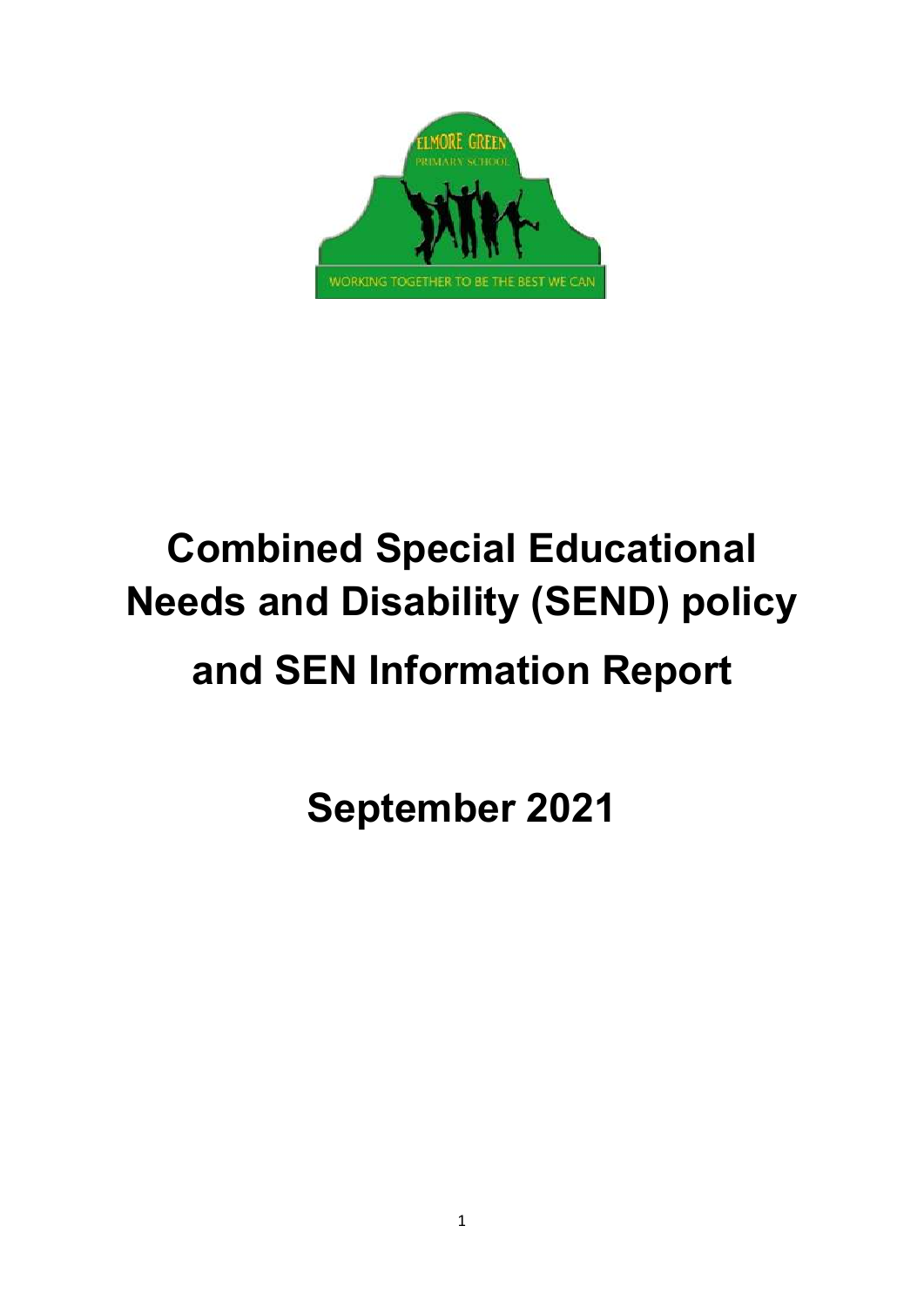# Combined Special Educational Needs and Disability (SEND) policy and SEN Information Report

## September 2021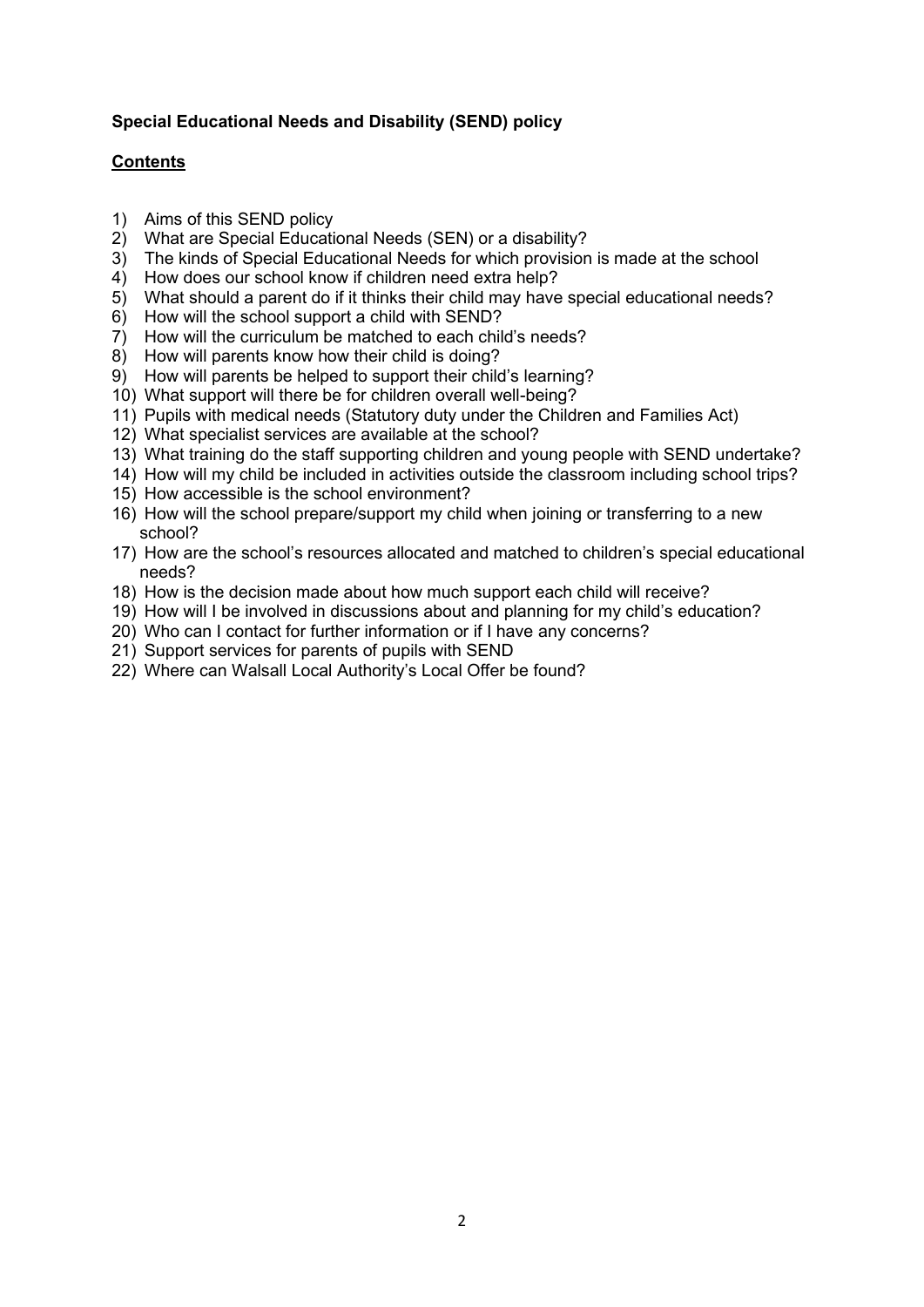**Special Educational Needs and Disability (SEND) policy**

**Contents**

1) Aims of this SEND policy
2) What are Special Educational Needs (SEN) or a disability?
3) The kinds of Special Educational Needs for which provision is made at the school
4) How does our school know if children need extra help?
5) What should a parent do if it thinks their child may have special educational needs?
6) How will the school support a child with SEND?
7) How will the curriculum be matched to each child's needs?
8) How will parents know how their child is doing?
9) How will parents be helped to support their child's learning?
10) What support will there be for children overall well-being?
11) Pupils with medical needs (Statutory duty under the Children and Families Act)
12) What specialist services are available at the school?
13) What training do the staff supporting children and young people with SEND undertake?
14) How will my child be included in activities outside the classroom including school trips?
15) How accessible is the school environment?
16) How will the school prepare/support my child when joining or transferring to a new school?
17) How are the school's resources allocated and matched to children's special educational needs?
18) How is the decision made about how much support each child will receive?
19) How will I be involved in discussions about and planning for my child's education?
20) Who can I contact for further information or if I have any concerns?
21) Support services for parents of pupils with SEND
22) Where can Walsall Local Authority's Local Offer be found?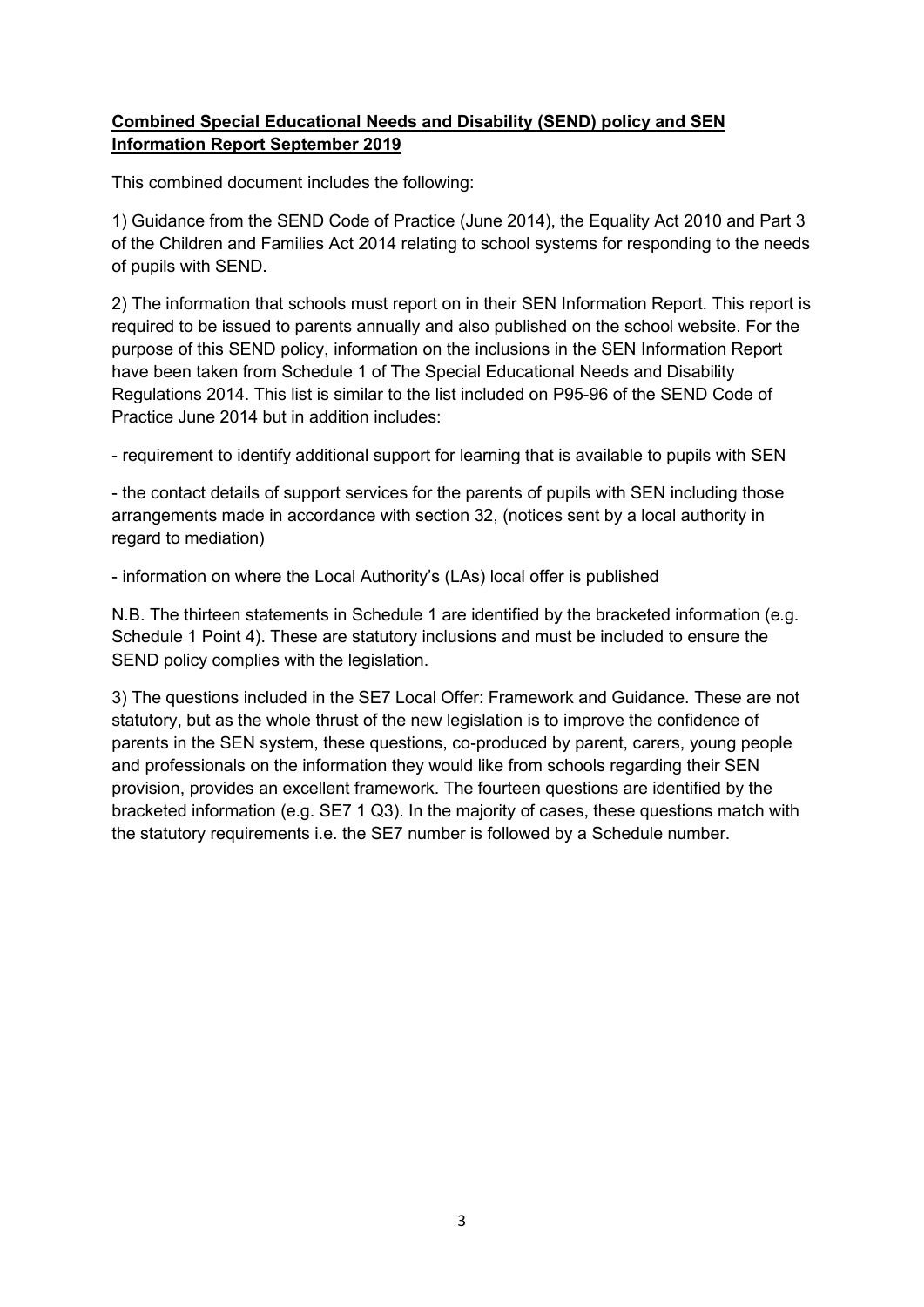**Combined Special Educational Needs and Disability (SEND) policy and SEN Information Report September 2019**

This combined document includes the following:

1) Guidance from the SEND Code of Practice (June 2014), the Equality Act 2010 and Part 3 of the Children and Families Act 2014 relating to school systems for responding to the needs of pupils with SEND.

2) The information that schools must report on in their SEN Information Report. This report is required to be issued to parents annually and also published on the school website. For the purpose of this SEND policy, information on the inclusions in the SEN Information Report have been taken from Schedule 1 of The Special Educational Needs and Disability Regulations 2014. This list is similar to the list included on P95-96 of the SEND Code of Practice June 2014 but in addition includes:

- requirement to identify additional support for learning that is available to pupils with SEN

- the contact details of support services for the parents of pupils with SEN including those arrangements made in accordance with section 32, (notices sent by a local authority in regard to mediation)

- information on where the Local Authority's (LAs) local offer is published

N.B. The thirteen statements in Schedule 1 are identified by the bracketed information (e.g. Schedule 1 Point 4). These are statutory inclusions and must be included to ensure the SEND policy complies with the legislation.

3) The questions included in the SE7 Local Offer: Framework and Guidance. These are not statutory, but as the whole thrust of the new legislation is to improve the confidence of parents in the SEN system, these questions, co-produced by parent, carers, young people and professionals on the information they would like from schools regarding their SEN provision, provides an excellent framework. The fourteen questions are identified by the bracketed information (e.g. SE7 1 Q3). In the majority of cases, these questions match with the statutory requirements i.e. the SE7 number is followed by a Schedule number.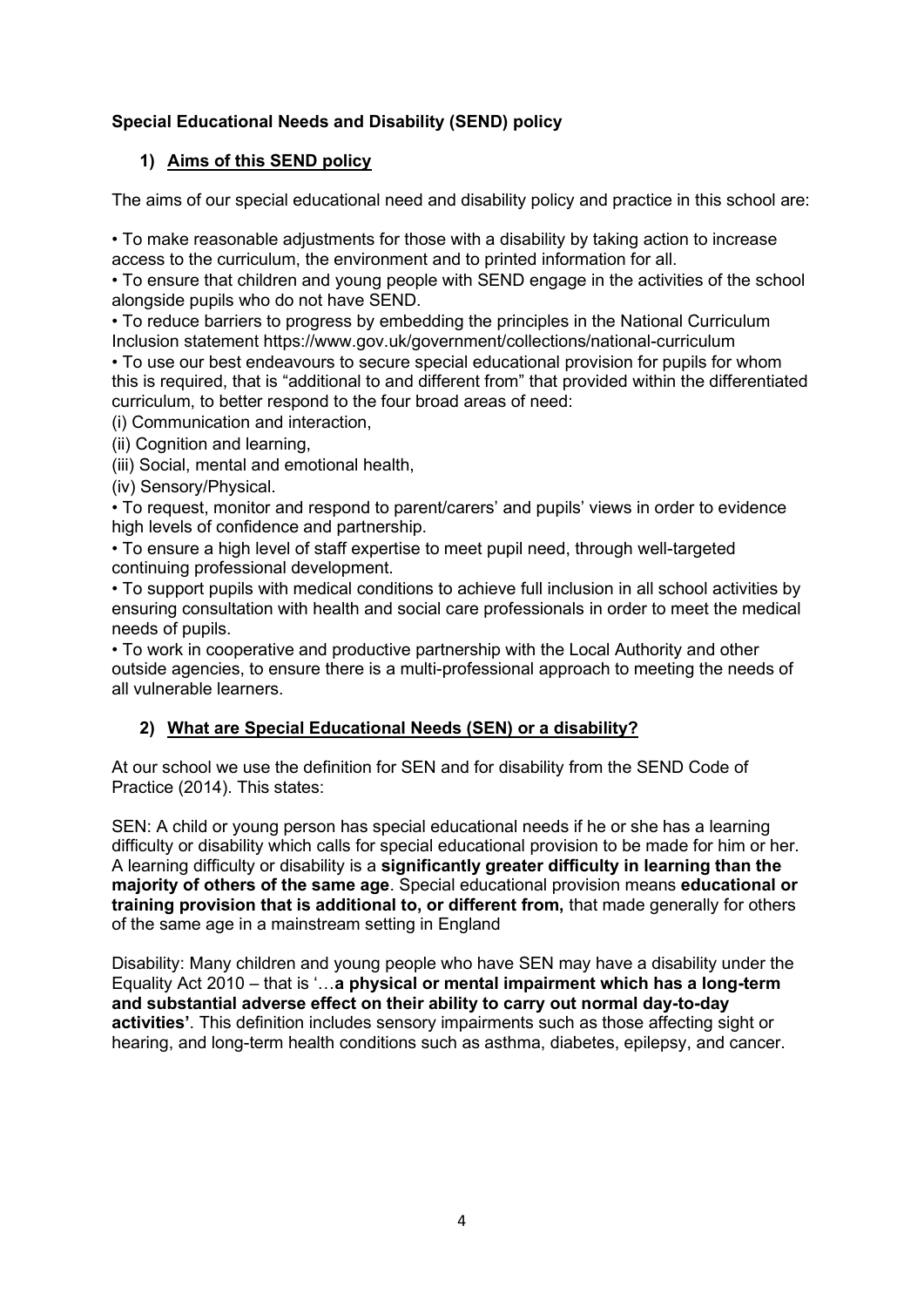**Special Educational Needs and Disability (SEND) policy**

## 1) Aims of this SEND policy

The aims of our special educational need and disability policy and practice in this school are:

- To make reasonable adjustments for those with a disability by taking action to increase access to the curriculum, the environment and to printed information for all.
- To ensure that children and young people with SEND engage in the activities of the school alongside pupils who do not have SEND.
- To reduce barriers to progress by embedding the principles in the National Curriculum Inclusion statement https://www.gov.uk/government/collections/national-curriculum
- To use our best endeavours to secure special educational provision for pupils for whom this is required, that is "additional to and different from" that provided within the differentiated curriculum, to better respond to the four broad areas of need:

(i) Communication and interaction,

(ii) Cognition and learning,

(iii) Social, mental and emotional health,

(iv) Sensory/Physical.

- To request, monitor and respond to parent/carers' and pupils' views in order to evidence high levels of confidence and partnership.
- To ensure a high level of staff expertise to meet pupil need, through well-targeted continuing professional development.
- To support pupils with medical conditions to achieve full inclusion in all school activities by ensuring consultation with health and social care professionals in order to meet the medical needs of pupils.
- To work in cooperative and productive partnership with the Local Authority and other outside agencies, to ensure there is a multi-professional approach to meeting the needs of all vulnerable learners.

## 2) What are Special Educational Needs (SEN) or a disability?

At our school we use the definition for SEN and for disability from the SEND Code of Practice (2014). This states:

SEN: A child or young person has special educational needs if he or she has a learning difficulty or disability which calls for special educational provision to be made for him or her. A learning difficulty or disability is a **significantly greater difficulty in learning than the majority of others of the same age**. Special educational provision means **educational or training provision that is additional to, or different from,** that made generally for others of the same age in a mainstream setting in England

Disability: Many children and young people who have SEN may have a disability under the Equality Act 2010 – that is '…**a physical or mental impairment which has a long-term and substantial adverse effect on their ability to carry out normal day-to-day activities'**. This definition includes sensory impairments such as those affecting sight or hearing, and long-term health conditions such as asthma, diabetes, epilepsy, and cancer.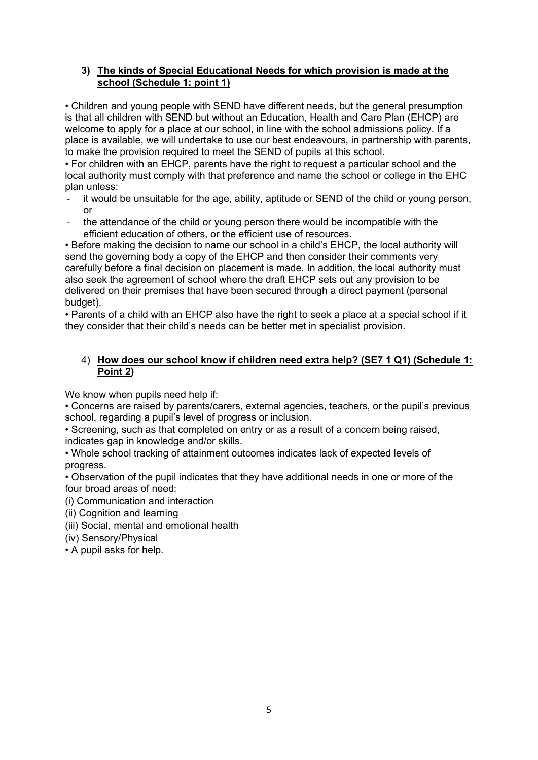### 3) The kinds of Special Educational Needs for which provision is made at the school (Schedule 1: point 1)

• Children and young people with SEND have different needs, but the general presumption is that all children with SEND but without an Education, Health and Care Plan (EHCP) are welcome to apply for a place at our school, in line with the school admissions policy. If a place is available, we will undertake to use our best endeavours, in partnership with parents, to make the provision required to meet the SEND of pupils at this school.

• For children with an EHCP, parents have the right to request a particular school and the local authority must comply with that preference and name the school or college in the EHC plan unless:

- it would be unsuitable for the age, ability, aptitude or SEND of the child or young person, or
- the attendance of the child or young person there would be incompatible with the efficient education of others, or the efficient use of resources.

• Before making the decision to name our school in a child's EHCP, the local authority will send the governing body a copy of the EHCP and then consider their comments very carefully before a final decision on placement is made. In addition, the local authority must also seek the agreement of school where the draft EHCP sets out any provision to be delivered on their premises that have been secured through a direct payment (personal budget).

• Parents of a child with an EHCP also have the right to seek a place at a special school if it they consider that their child's needs can be better met in specialist provision.

### 4) How does our school know if children need extra help? (SE7 1 Q1) (Schedule 1: Point 2)

We know when pupils need help if:

• Concerns are raised by parents/carers, external agencies, teachers, or the pupil's previous school, regarding a pupil's level of progress or inclusion.

• Screening, such as that completed on entry or as a result of a concern being raised, indicates gap in knowledge and/or skills.

• Whole school tracking of attainment outcomes indicates lack of expected levels of progress.

• Observation of the pupil indicates that they have additional needs in one or more of the four broad areas of need:

(i) Communication and interaction

(ii) Cognition and learning

(iii) Social, mental and emotional health

(iv) Sensory/Physical

• A pupil asks for help.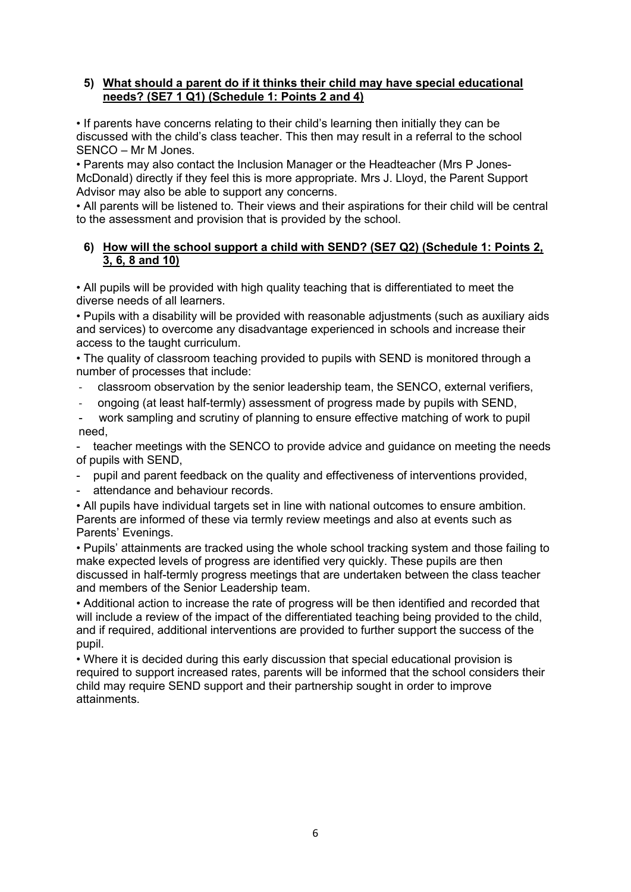## 5) What should a parent do if it thinks their child may have special educational needs? (SE7 1 Q1) (Schedule 1: Points 2 and 4)

• If parents have concerns relating to their child's learning then initially they can be discussed with the child's class teacher. This then may result in a referral to the school SENCO – Mr M Jones.

• Parents may also contact the Inclusion Manager or the Headteacher (Mrs P Jones-McDonald) directly if they feel this is more appropriate. Mrs J. Lloyd, the Parent Support Advisor may also be able to support any concerns.

• All parents will be listened to. Their views and their aspirations for their child will be central to the assessment and provision that is provided by the school.

## 6) How will the school support a child with SEND? (SE7 Q2) (Schedule 1: Points 2, 3, 6, 8 and 10)

• All pupils will be provided with high quality teaching that is differentiated to meet the diverse needs of all learners.

• Pupils with a disability will be provided with reasonable adjustments (such as auxiliary aids and services) to overcome any disadvantage experienced in schools and increase their access to the taught curriculum.

• The quality of classroom teaching provided to pupils with SEND is monitored through a number of processes that include:

- classroom observation by the senior leadership team, the SENCO, external verifiers,
- ongoing (at least half-termly) assessment of progress made by pupils with SEND,
- work sampling and scrutiny of planning to ensure effective matching of work to pupil need,
- teacher meetings with the SENCO to provide advice and guidance on meeting the needs of pupils with SEND,
- pupil and parent feedback on the quality and effectiveness of interventions provided,
- attendance and behaviour records.

• All pupils have individual targets set in line with national outcomes to ensure ambition. Parents are informed of these via termly review meetings and also at events such as Parents' Evenings.

• Pupils' attainments are tracked using the whole school tracking system and those failing to make expected levels of progress are identified very quickly. These pupils are then discussed in half-termly progress meetings that are undertaken between the class teacher and members of the Senior Leadership team.

• Additional action to increase the rate of progress will be then identified and recorded that will include a review of the impact of the differentiated teaching being provided to the child, and if required, additional interventions are provided to further support the success of the pupil.

• Where it is decided during this early discussion that special educational provision is required to support increased rates, parents will be informed that the school considers their child may require SEND support and their partnership sought in order to improve attainments.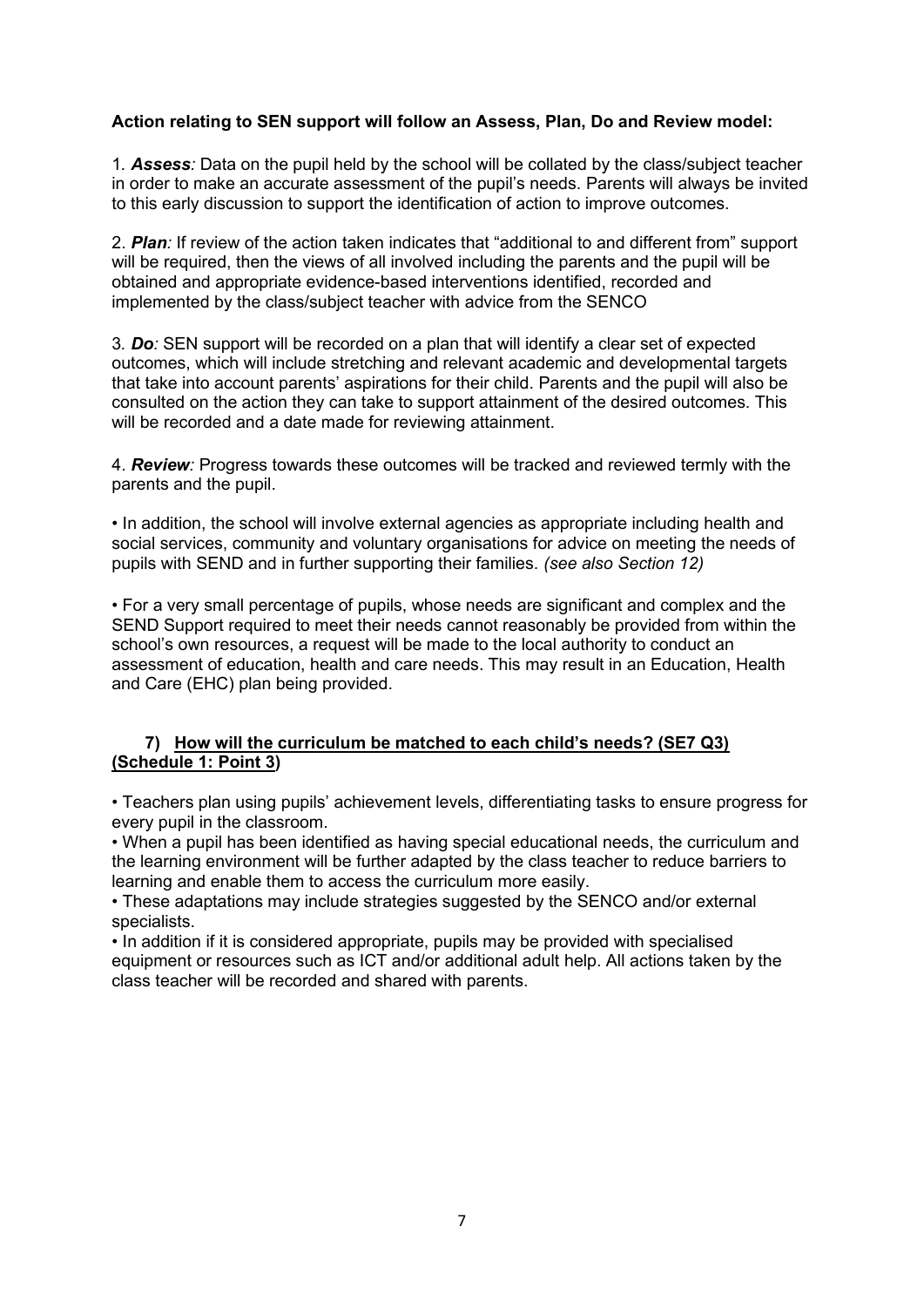**Action relating to SEN support will follow an Assess, Plan, Do and Review model:**

1. ***Assess:*** Data on the pupil held by the school will be collated by the class/subject teacher in order to make an accurate assessment of the pupil's needs. Parents will always be invited to this early discussion to support the identification of action to improve outcomes.

2. ***Plan:*** If review of the action taken indicates that "additional to and different from" support will be required, then the views of all involved including the parents and the pupil will be obtained and appropriate evidence-based interventions identified, recorded and implemented by the class/subject teacher with advice from the SENCO

3. ***Do:*** SEN support will be recorded on a plan that will identify a clear set of expected outcomes, which will include stretching and relevant academic and developmental targets that take into account parents' aspirations for their child. Parents and the pupil will also be consulted on the action they can take to support attainment of the desired outcomes. This will be recorded and a date made for reviewing attainment.

4. ***Review:*** Progress towards these outcomes will be tracked and reviewed termly with the parents and the pupil.

- In addition, the school will involve external agencies as appropriate including health and social services, community and voluntary organisations for advice on meeting the needs of pupils with SEND and in further supporting their families. *(see also Section 12)*

- For a very small percentage of pupils, whose needs are significant and complex and the SEND Support required to meet their needs cannot reasonably be provided from within the school's own resources, a request will be made to the local authority to conduct an assessment of education, health and care needs. This may result in an Education, Health and Care (EHC) plan being provided.

## 7) How will the curriculum be matched to each child's needs? (SE7 Q3) (Schedule 1: Point 3)

- Teachers plan using pupils' achievement levels, differentiating tasks to ensure progress for every pupil in the classroom.
- When a pupil has been identified as having special educational needs, the curriculum and the learning environment will be further adapted by the class teacher to reduce barriers to learning and enable them to access the curriculum more easily.
- These adaptations may include strategies suggested by the SENCO and/or external specialists.
- In addition if it is considered appropriate, pupils may be provided with specialised equipment or resources such as ICT and/or additional adult help. All actions taken by the class teacher will be recorded and shared with parents.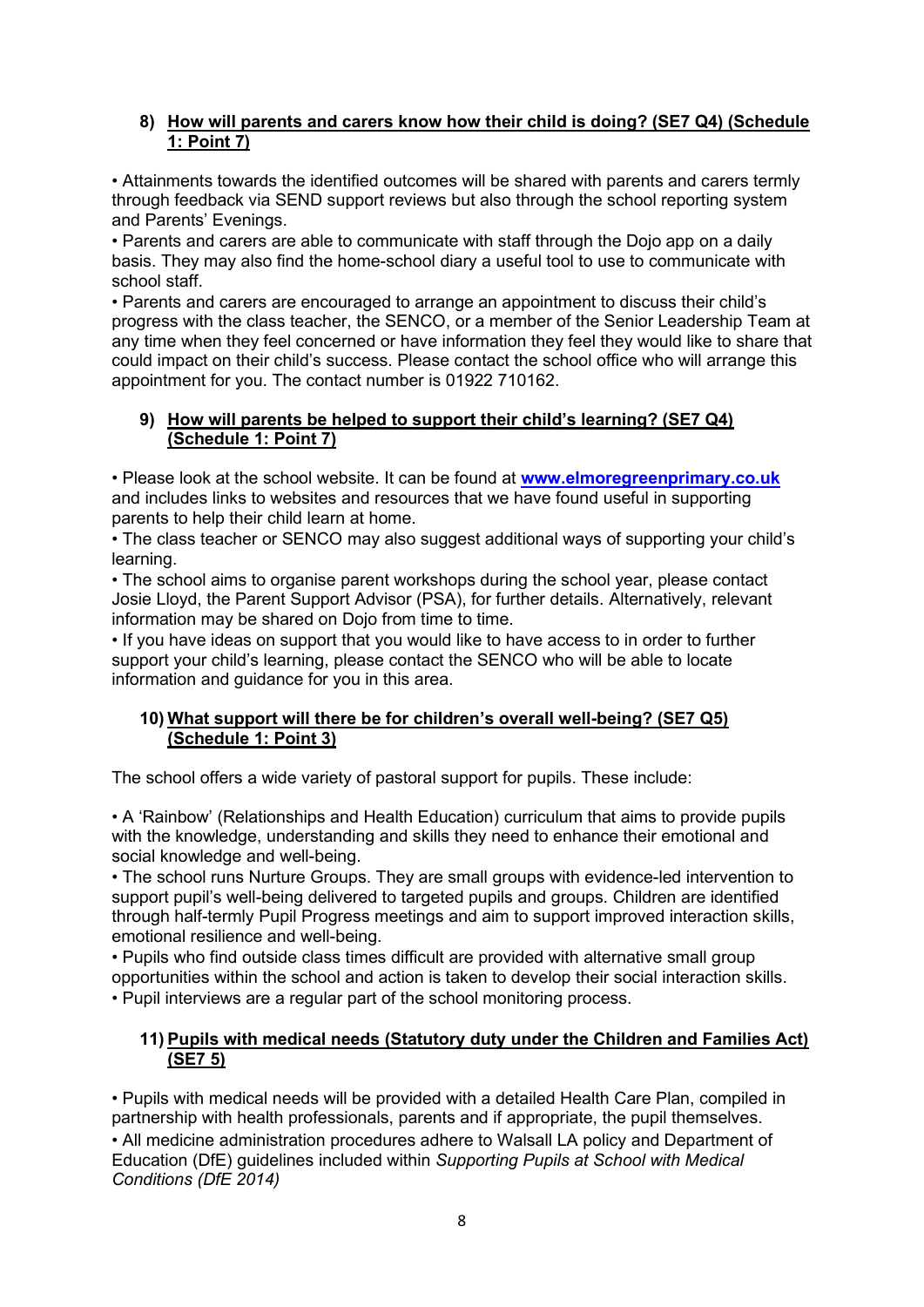## 8) How will parents and carers know how their child is doing? (SE7 Q4) (Schedule 1: Point 7)

• Attainments towards the identified outcomes will be shared with parents and carers termly through feedback via SEND support reviews but also through the school reporting system and Parents' Evenings.
• Parents and carers are able to communicate with staff through the Dojo app on a daily basis. They may also find the home-school diary a useful tool to use to communicate with school staff.
• Parents and carers are encouraged to arrange an appointment to discuss their child's progress with the class teacher, the SENCO, or a member of the Senior Leadership Team at any time when they feel concerned or have information they feel they would like to share that could impact on their child's success. Please contact the school office who will arrange this appointment for you. The contact number is 01922 710162.

## 9) How will parents be helped to support their child's learning? (SE7 Q4) (Schedule 1: Point 7)

• Please look at the school website. It can be found at **www.elmoregreenprimary.co.uk** and includes links to websites and resources that we have found useful in supporting parents to help their child learn at home.
• The class teacher or SENCO may also suggest additional ways of supporting your child's learning.
• The school aims to organise parent workshops during the school year, please contact Josie Lloyd, the Parent Support Advisor (PSA), for further details. Alternatively, relevant information may be shared on Dojo from time to time.
• If you have ideas on support that you would like to have access to in order to further support your child's learning, please contact the SENCO who will be able to locate information and guidance for you in this area.

## 10) What support will there be for children's overall well-being? (SE7 Q5) (Schedule 1: Point 3)

The school offers a wide variety of pastoral support for pupils. These include:

• A 'Rainbow' (Relationships and Health Education) curriculum that aims to provide pupils with the knowledge, understanding and skills they need to enhance their emotional and social knowledge and well-being.
• The school runs Nurture Groups. They are small groups with evidence-led intervention to support pupil's well-being delivered to targeted pupils and groups. Children are identified through half-termly Pupil Progress meetings and aim to support improved interaction skills, emotional resilience and well-being.
• Pupils who find outside class times difficult are provided with alternative small group opportunities within the school and action is taken to develop their social interaction skills.
• Pupil interviews are a regular part of the school monitoring process.

## 11) Pupils with medical needs (Statutory duty under the Children and Families Act) (SE7 5)

• Pupils with medical needs will be provided with a detailed Health Care Plan, compiled in partnership with health professionals, parents and if appropriate, the pupil themselves.
• All medicine administration procedures adhere to Walsall LA policy and Department of Education (DfE) guidelines included within *Supporting Pupils at School with Medical Conditions (DfE 2014)*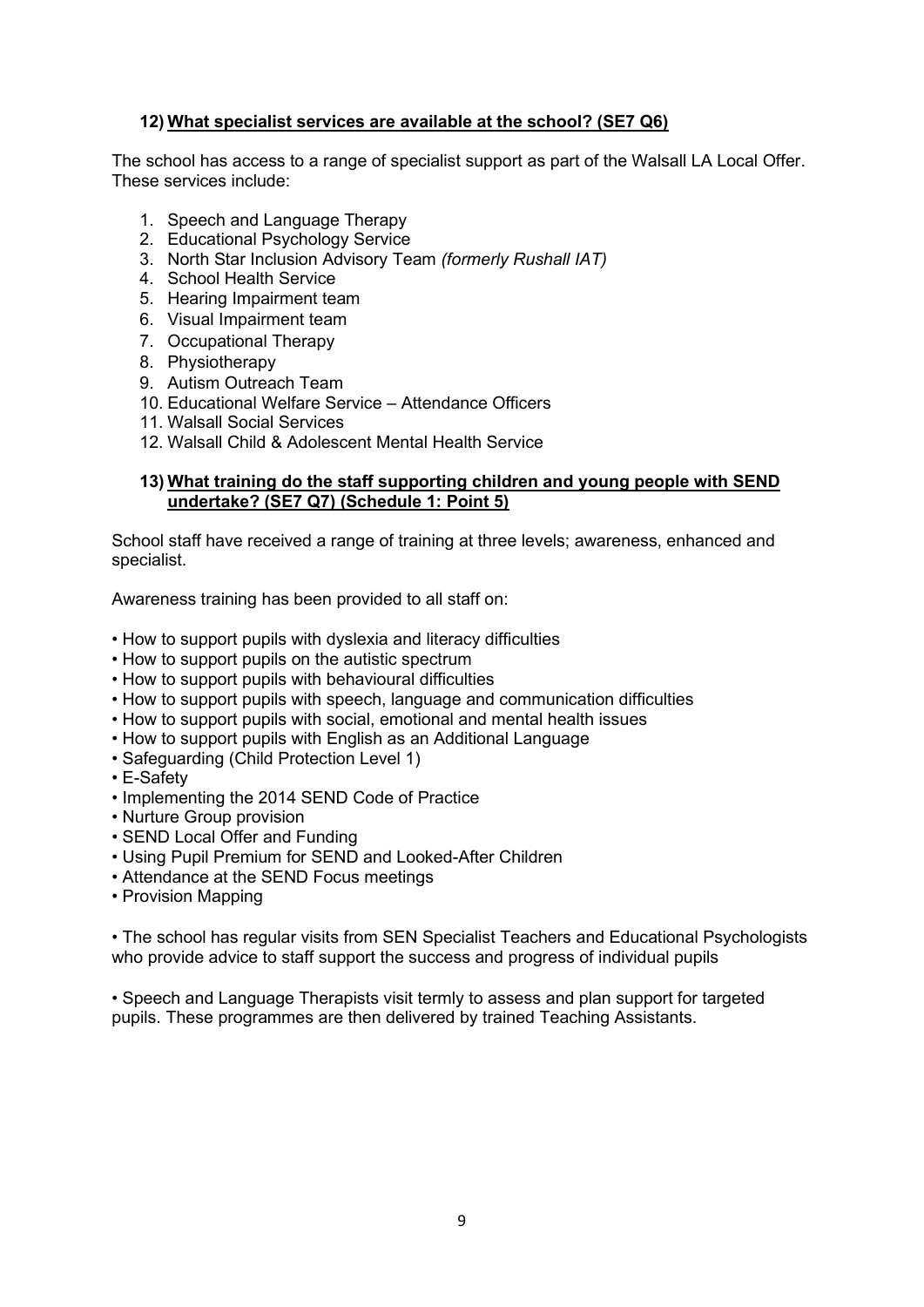### 12) What specialist services are available at the school? (SE7 Q6)

The school has access to a range of specialist support as part of the Walsall LA Local Offer. These services include:

1. Speech and Language Therapy
2. Educational Psychology Service
3. North Star Inclusion Advisory Team *(formerly Rushall IAT)*
4. School Health Service
5. Hearing Impairment team
6. Visual Impairment team
7. Occupational Therapy
8. Physiotherapy
9. Autism Outreach Team
10. Educational Welfare Service – Attendance Officers
11. Walsall Social Services
12. Walsall Child & Adolescent Mental Health Service

### 13) What training do the staff supporting children and young people with SEND undertake? (SE7 Q7) (Schedule 1: Point 5)

School staff have received a range of training at three levels; awareness, enhanced and specialist.

Awareness training has been provided to all staff on:

- How to support pupils with dyslexia and literacy difficulties
- How to support pupils on the autistic spectrum
- How to support pupils with behavioural difficulties
- How to support pupils with speech, language and communication difficulties
- How to support pupils with social, emotional and mental health issues
- How to support pupils with English as an Additional Language
- Safeguarding (Child Protection Level 1)
- E-Safety
- Implementing the 2014 SEND Code of Practice
- Nurture Group provision
- SEND Local Offer and Funding
- Using Pupil Premium for SEND and Looked-After Children
- Attendance at the SEND Focus meetings
- Provision Mapping

- The school has regular visits from SEN Specialist Teachers and Educational Psychologists who provide advice to staff support the success and progress of individual pupils

- Speech and Language Therapists visit termly to assess and plan support for targeted pupils. These programmes are then delivered by trained Teaching Assistants.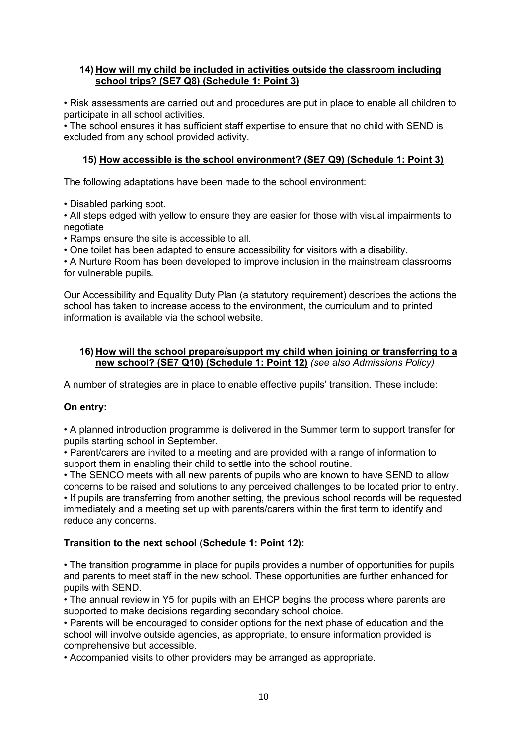### 14) How will my child be included in activities outside the classroom including school trips? (SE7 Q8) (Schedule 1: Point 3)

• Risk assessments are carried out and procedures are put in place to enable all children to participate in all school activities.
• The school ensures it has sufficient staff expertise to ensure that no child with SEND is excluded from any school provided activity.

### 15) How accessible is the school environment? (SE7 Q9) (Schedule 1: Point 3)

The following adaptations have been made to the school environment:

• Disabled parking spot.
• All steps edged with yellow to ensure they are easier for those with visual impairments to negotiate
• Ramps ensure the site is accessible to all.
• One toilet has been adapted to ensure accessibility for visitors with a disability.
• A Nurture Room has been developed to improve inclusion in the mainstream classrooms for vulnerable pupils.

Our Accessibility and Equality Duty Plan (a statutory requirement) describes the actions the school has taken to increase access to the environment, the curriculum and to printed information is available via the school website.

### 16) How will the school prepare/support my child when joining or transferring to a new school? (SE7 Q10) (Schedule 1: Point 12) *(see also Admissions Policy)*

A number of strategies are in place to enable effective pupils' transition. These include:

**On entry:**

• A planned introduction programme is delivered in the Summer term to support transfer for pupils starting school in September.
• Parent/carers are invited to a meeting and are provided with a range of information to support them in enabling their child to settle into the school routine.
• The SENCO meets with all new parents of pupils who are known to have SEND to allow concerns to be raised and solutions to any perceived challenges to be located prior to entry.
• If pupils are transferring from another setting, the previous school records will be requested immediately and a meeting set up with parents/carers within the first term to identify and reduce any concerns.

**Transition to the next school** (**Schedule 1: Point 12):**

• The transition programme in place for pupils provides a number of opportunities for pupils and parents to meet staff in the new school. These opportunities are further enhanced for pupils with SEND.
• The annual review in Y5 for pupils with an EHCP begins the process where parents are supported to make decisions regarding secondary school choice.
• Parents will be encouraged to consider options for the next phase of education and the school will involve outside agencies, as appropriate, to ensure information provided is comprehensive but accessible.
• Accompanied visits to other providers may be arranged as appropriate.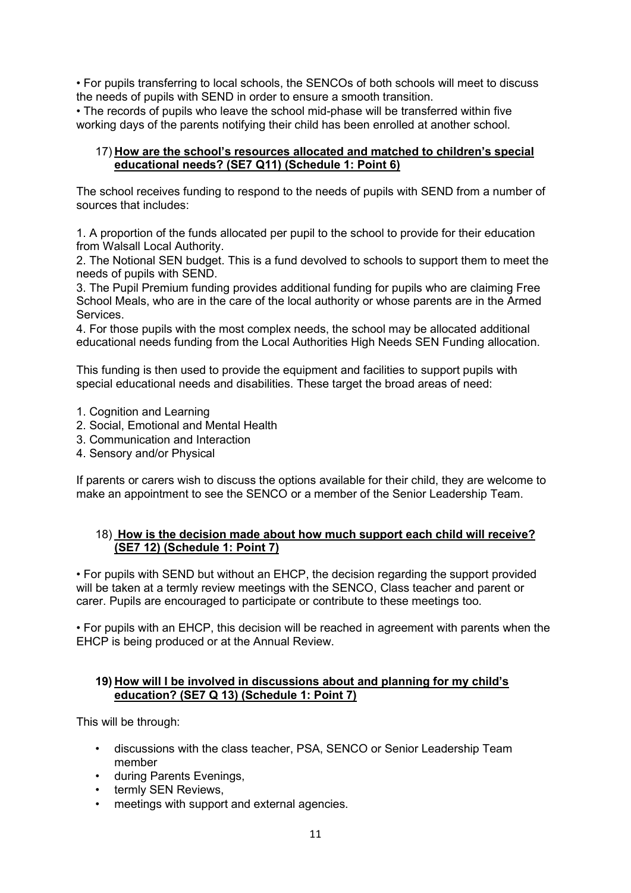• For pupils transferring to local schools, the SENCOs of both schools will meet to discuss the needs of pupils with SEND in order to ensure a smooth transition.
• The records of pupils who leave the school mid-phase will be transferred within five working days of the parents notifying their child has been enrolled at another school.

### 17) How are the school's resources allocated and matched to children's special educational needs? (SE7 Q11) (Schedule 1: Point 6)

The school receives funding to respond to the needs of pupils with SEND from a number of sources that includes:

1. A proportion of the funds allocated per pupil to the school to provide for their education from Walsall Local Authority.
2. The Notional SEN budget. This is a fund devolved to schools to support them to meet the needs of pupils with SEND.
3. The Pupil Premium funding provides additional funding for pupils who are claiming Free School Meals, who are in the care of the local authority or whose parents are in the Armed Services.
4. For those pupils with the most complex needs, the school may be allocated additional educational needs funding from the Local Authorities High Needs SEN Funding allocation.

This funding is then used to provide the equipment and facilities to support pupils with special educational needs and disabilities. These target the broad areas of need:

1. Cognition and Learning
2. Social, Emotional and Mental Health
3. Communication and Interaction
4. Sensory and/or Physical

If parents or carers wish to discuss the options available for their child, they are welcome to make an appointment to see the SENCO or a member of the Senior Leadership Team.

### 18) How is the decision made about how much support each child will receive? (SE7 12) (Schedule 1: Point 7)

• For pupils with SEND but without an EHCP, the decision regarding the support provided will be taken at a termly review meetings with the SENCO, Class teacher and parent or carer. Pupils are encouraged to participate or contribute to these meetings too.

• For pupils with an EHCP, this decision will be reached in agreement with parents when the EHCP is being produced or at the Annual Review.

### 19) How will I be involved in discussions about and planning for my child's education? (SE7 Q 13) (Schedule 1: Point 7)

This will be through:

- discussions with the class teacher, PSA, SENCO or Senior Leadership Team member
- during Parents Evenings,
- termly SEN Reviews,
- meetings with support and external agencies.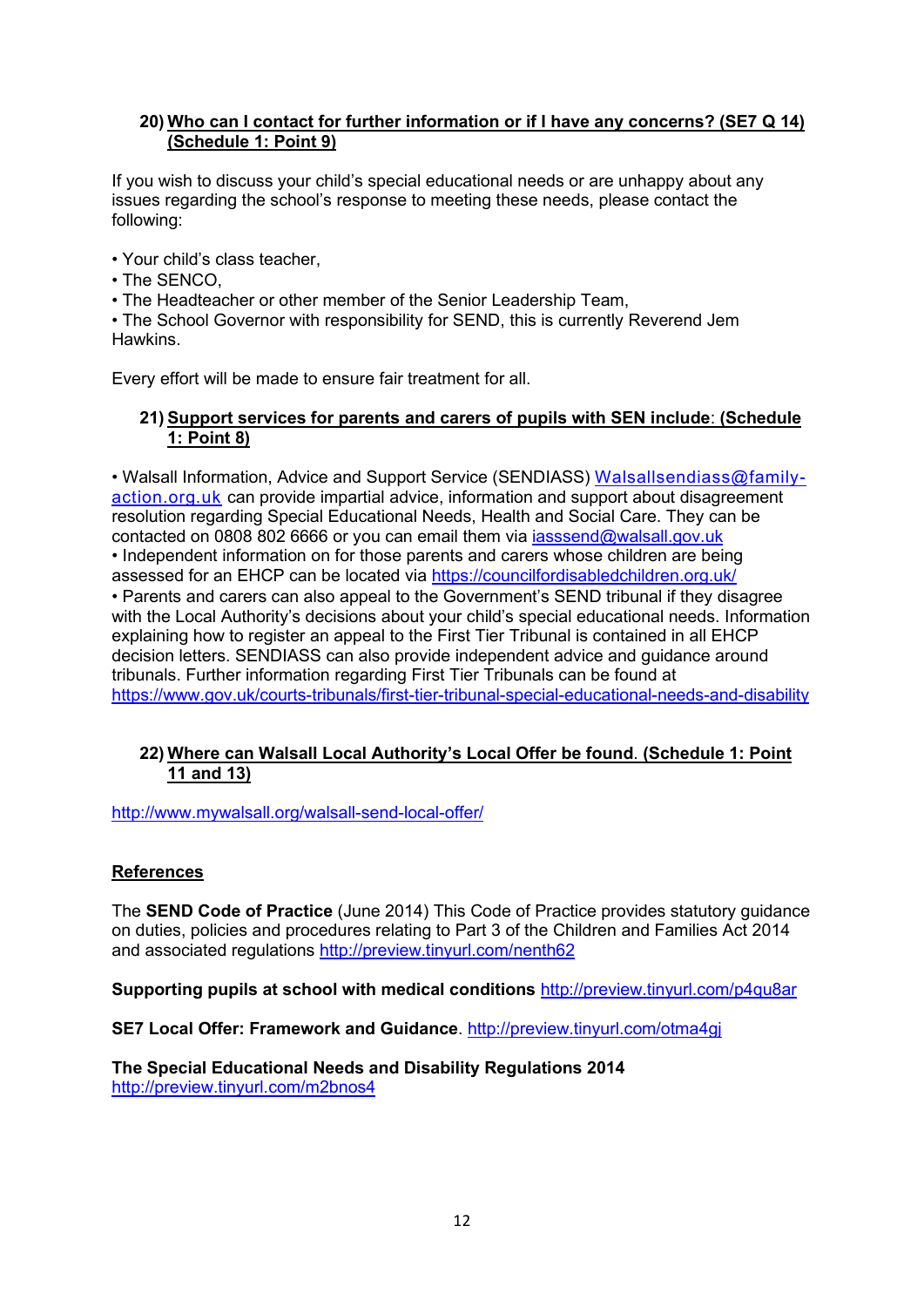## 20) Who can I contact for further information or if I have any concerns? (SE7 Q 14) (Schedule 1: Point 9)

If you wish to discuss your child's special educational needs or are unhappy about any issues regarding the school's response to meeting these needs, please contact the following:

- Your child's class teacher,
- The SENCO,
- The Headteacher or other member of the Senior Leadership Team,
- The School Governor with responsibility for SEND, this is currently Reverend Jem Hawkins.

Every effort will be made to ensure fair treatment for all.

## 21) Support services for parents and carers of pupils with SEN include: (Schedule 1: Point 8)

- Walsall Information, Advice and Support Service (SENDIASS) Walsallsendiass@family-action.org.uk can provide impartial advice, information and support about disagreement resolution regarding Special Educational Needs, Health and Social Care. They can be contacted on 0808 802 6666 or you can email them via iasssend@walsall.gov.uk
- Independent information on for those parents and carers whose children are being assessed for an EHCP can be located via https://councilfordisabledchildren.org.uk/
- Parents and carers can also appeal to the Government's SEND tribunal if they disagree with the Local Authority's decisions about your child's special educational needs. Information explaining how to register an appeal to the First Tier Tribunal is contained in all EHCP decision letters. SENDIASS can also provide independent advice and guidance around tribunals. Further information regarding First Tier Tribunals can be found at https://www.gov.uk/courts-tribunals/first-tier-tribunal-special-educational-needs-and-disability

## 22) Where can Walsall Local Authority's Local Offer be found. (Schedule 1: Point 11 and 13)

http://www.mywalsall.org/walsall-send-local-offer/

## References

The **SEND Code of Practice** (June 2014) This Code of Practice provides statutory guidance on duties, policies and procedures relating to Part 3 of the Children and Families Act 2014 and associated regulations http://preview.tinyurl.com/nenth62

**Supporting pupils at school with medical conditions** http://preview.tinyurl.com/p4qu8ar

**SE7 Local Offer: Framework and Guidance**. http://preview.tinyurl.com/otma4gj

**The Special Educational Needs and Disability Regulations 2014**
http://preview.tinyurl.com/m2bnos4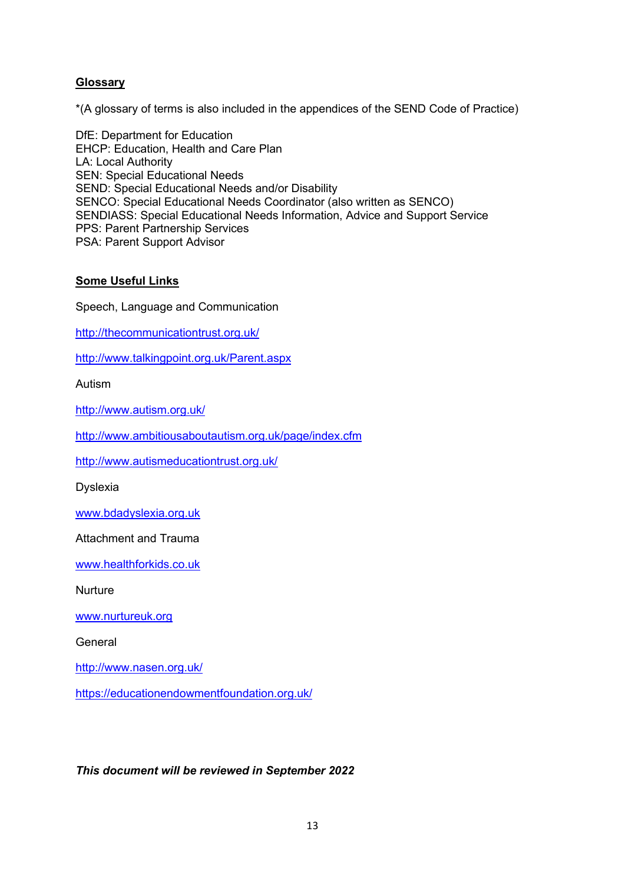## Glossary

*(A glossary of terms is also included in the appendices of the SEND Code of Practice)

DfE: Department for Education
EHCP: Education, Health and Care Plan
LA: Local Authority
SEN: Special Educational Needs
SEND: Special Educational Needs and/or Disability
SENCO: Special Educational Needs Coordinator (also written as SENCO)
SENDIASS: Special Educational Needs Information, Advice and Support Service
PPS: Parent Partnership Services
PSA: Parent Support Advisor

## Some Useful Links

Speech, Language and Communication

http://thecommunicationtrust.org.uk/

http://www.talkingpoint.org.uk/Parent.aspx

Autism

http://www.autism.org.uk/

http://www.ambitiousaboutautism.org.uk/page/index.cfm

http://www.autismeducationtrust.org.uk/

Dyslexia

www.bdadyslexia.org.uk

Attachment and Trauma

www.healthforkids.co.uk

Nurture

www.nurtureuk.org

General

http://www.nasen.org.uk/

https://educationendowmentfoundation.org.uk/

***This document will be reviewed in September 2022***